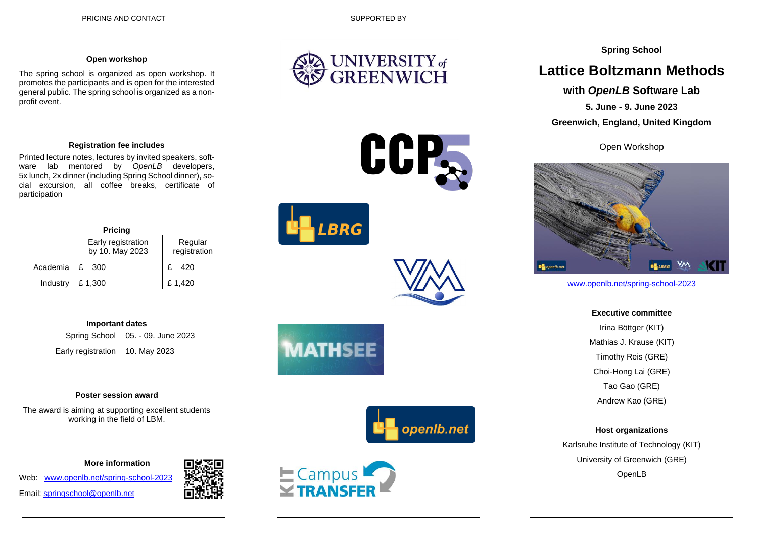## PRICING AND CONTACT

### Open workshop

The spring school is organized as open workshop. It promotes the participants and is open for the interested general public. The spring school is organized as a non-profit event.

### Registration fee includes

Printed lecture notes, lectures by invited speakers, software lab mentored by *OpenLB* developers, 5x lunch, 2x dinner (including Spring School dinner), social excursion, all coffee breaks, certificate of participation

### Pricing

| | Early registration by 10. May 2023 | Regular registration |
|---|---|---|
| Academia | £ 300 | £ 420 |
| Industry | £ 1,300 | £ 1,420 |

### Important dates

| | |
|---|---|
| Spring School | 05. - 09. June 2023 |
| Early registration | 10. May 2023 |

### Poster session award

The award is aiming at supporting excellent students working in the field of LBM.

### More information

Web: www.openlb.net/spring-school-2023

Email: springschool@openlb.net

## SUPPORTED BY

UNIVERSITY of GREENWICH

CCP5

LBRG

MATHSEE

openlb.net

KIT Campus TRANSFER

---

### Spring School

# Lattice Boltzmann Methods

## with *OpenLB* Software Lab

**5. June - 9. June 2023**

**Greenwich, England, United Kingdom**

Open Workshop

www.openlb.net/spring-school-2023

### Executive committee

Irina Böttger (KIT)

Mathias J. Krause (KIT)

Timothy Reis (GRE)

Choi-Hong Lai (GRE)

Tao Gao (GRE)

Andrew Kao (GRE)

### Host organizations

Karlsruhe Institute of Technology (KIT)

University of Greenwich (GRE)

OpenLB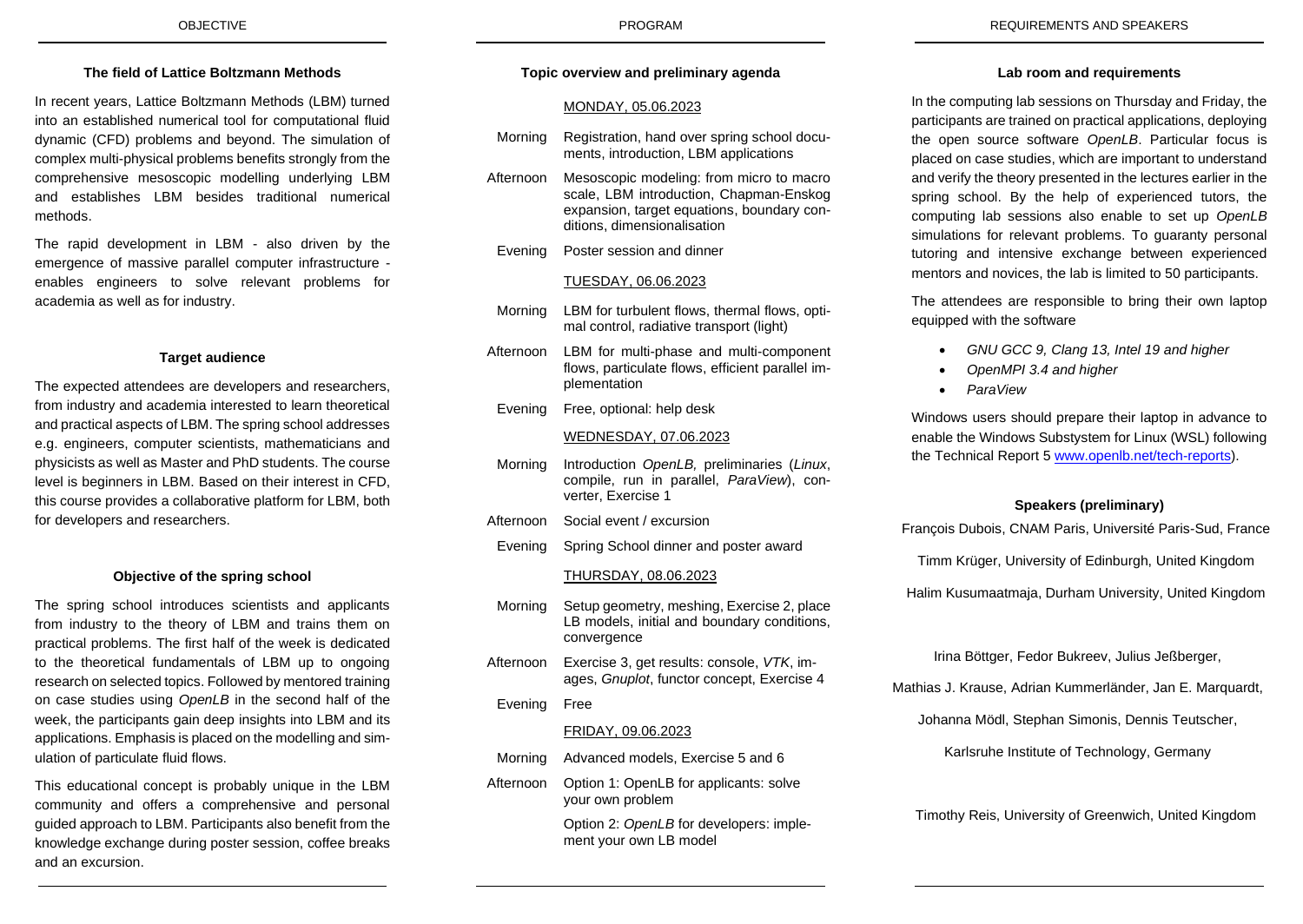## OBJECTIVE

### The field of Lattice Boltzmann Methods

In recent years, Lattice Boltzmann Methods (LBM) turned into an established numerical tool for computational fluid dynamic (CFD) problems and beyond. The simulation of complex multi-physical problems benefits strongly from the comprehensive mesoscopic modelling underlying LBM and establishes LBM besides traditional numerical methods.

The rapid development in LBM - also driven by the emergence of massive parallel computer infrastructure - enables engineers to solve relevant problems for academia as well as for industry.

### Target audience

The expected attendees are developers and researchers, from industry and academia interested to learn theoretical and practical aspects of LBM. The spring school addresses e.g. engineers, computer scientists, mathematicians and physicists as well as Master and PhD students. The course level is beginners in LBM. Based on their interest in CFD, this course provides a collaborative platform for LBM, both for developers and researchers.

### Objective of the spring school

The spring school introduces scientists and applicants from industry to the theory of LBM and trains them on practical problems. The first half of the week is dedicated to the theoretical fundamentals of LBM up to ongoing research on selected topics. Followed by mentored training on case studies using *OpenLB* in the second half of the week, the participants gain deep insights into LBM and its applications. Emphasis is placed on the modelling and simulation of particulate fluid flows.

This educational concept is probably unique in the LBM community and offers a comprehensive and personal guided approach to LBM. Participants also benefit from the knowledge exchange during poster session, coffee breaks and an excursion.

## PROGRAM

### Topic overview and preliminary agenda

**MONDAY, 05.06.2023**

- Morning: Registration, hand over spring school documents, introduction, LBM applications
- Afternoon: Mesoscopic modeling: from micro to macro scale, LBM introduction, Chapman-Enskog expansion, target equations, boundary conditions, dimensionalisation
- Evening: Poster session and dinner

**TUESDAY, 06.06.2023**

- Morning: LBM for turbulent flows, thermal flows, optimal control, radiative transport (light)
- Afternoon: LBM for multi-phase and multi-component flows, particulate flows, efficient parallel implementation
- Evening: Free, optional: help desk

**WEDNESDAY, 07.06.2023**

- Morning: Introduction *OpenLB,* preliminaries (*Linux*, compile, run in parallel, *ParaView*), converter, Exercise 1
- Afternoon: Social event / excursion
- Evening: Spring School dinner and poster award

**THURSDAY, 08.06.2023**

- Morning: Setup geometry, meshing, Exercise 2, place LB models, initial and boundary conditions, convergence
- Afternoon: Exercise 3, get results: console, *VTK*, images, *Gnuplot*, functor concept, Exercise 4
- Evening: Free

**FRIDAY, 09.06.2023**

- Morning: Advanced models, Exercise 5 and 6
- Afternoon: Option 1: OpenLB for applicants: solve your own problem

  Option 2: *OpenLB* for developers: implement your own LB model

## REQUIREMENTS AND SPEAKERS

### Lab room and requirements

In the computing lab sessions on Thursday and Friday, the participants are trained on practical applications, deploying the open source software *OpenLB*. Particular focus is placed on case studies, which are important to understand and verify the theory presented in the lectures earlier in the spring school. By the help of experienced tutors, the computing lab sessions also enable to set up *OpenLB* simulations for relevant problems. To guaranty personal tutoring and intensive exchange between experienced mentors and novices, the lab is limited to 50 participants.

The attendees are responsible to bring their own laptop equipped with the software

- *GNU GCC 9, Clang 13, Intel 19 and higher*
- *OpenMPI 3.4 and higher*
- *ParaView*

Windows users should prepare their laptop in advance to enable the Windows Substystem for Linux (WSL) following the Technical Report 5 www.openlb.net/tech-reports).

### Speakers (preliminary)

François Dubois, CNAM Paris, Université Paris-Sud, France

Timm Krüger, University of Edinburgh, United Kingdom

Halim Kusumaatmaja, Durham University, United Kingdom

Irina Böttger, Fedor Bukreev, Julius Jeßberger,

Mathias J. Krause, Adrian Kummerländer, Jan E. Marquardt,

Johanna Mödl, Stephan Simonis, Dennis Teutscher,

Karlsruhe Institute of Technology, Germany

Timothy Reis, University of Greenwich, United Kingdom